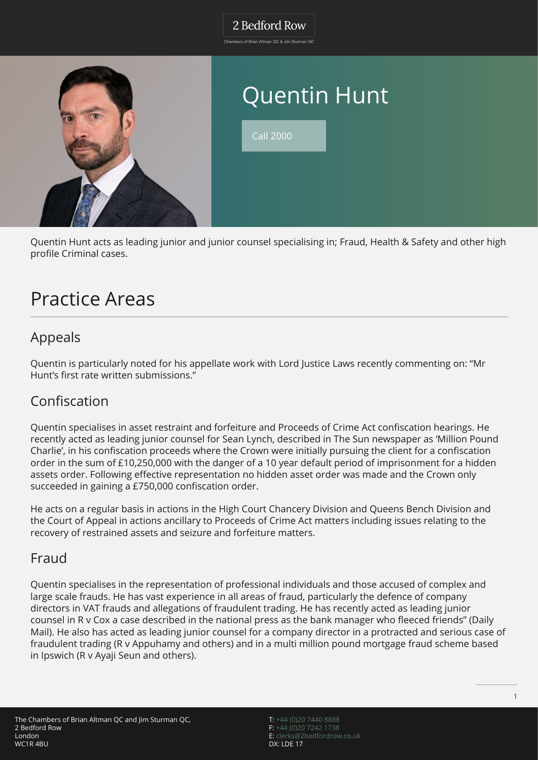# Quentin Hunt

Call 2000

Quentin Hunt acts as leading junior and junior counsel specialising in; Fraud, Health & Safety and other high profile Criminal cases.

## Practice Areas

### Appeals

Quentin is particularly noted for his appellate work with Lord Justice Laws recently commenting on: "Mr Hunt's first rate written submissions."

### Confiscation

Quentin specialises in asset restraint and forfeiture and Proceeds of Crime Act confiscation hearings. He recently acted as leading junior counsel for Sean Lynch, described in The Sun newspaper as 'Million Pound Charlie', in his confiscation proceeds where the Crown were initially pursuing the client for a confiscation order in the sum of £10,250,000 with the danger of a 10 year default period of imprisonment for a hidden assets order. Following effective representation no hidden asset order was made and the Crown only succeeded in gaining a £750,000 confiscation order.

He acts on a regular basis in actions in the High Court Chancery Division and Queens Bench Division and the Court of Appeal in actions ancillary to Proceeds of Crime Act matters including issues relating to the recovery of restrained assets and seizure and forfeiture matters.

### Fraud

Quentin specialises in the representation of professional individuals and those accused of complex and large scale frauds. He has vast experience in all areas of fraud, particularly the defence of company directors in VAT frauds and allegations of fraudulent trading. He has recently acted as leading junior counsel in R v Cox a case described in the national press as the bank manager who fleeced friends" (Daily Mail). He also has acted as leading junior counsel for a company director in a protracted and serious case of fraudulent trading (R v Appuhamy and others) and in a multi million pound mortgage fraud scheme based in Ipswich (R v Ayaji Seun and others).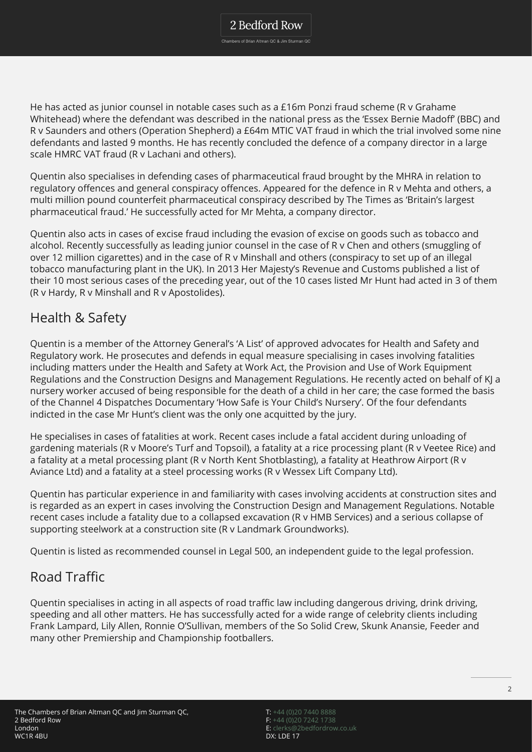He has acted as junior counsel in notable cases such as a £16m Ponzi fraud scheme (R v Grahame Whitehead) where the defendant was described in the national press as the 'Essex Bernie Madoff' (BBC) and R v Saunders and others (Operation Shepherd) a £64m MTIC VAT fraud in which the trial involved some nine defendants and lasted 9 months. He has recently concluded the defence of a company director in a large scale HMRC VAT fraud (R v Lachani and others).

Quentin also specialises in defending cases of pharmaceutical fraud brought by the MHRA in relation to regulatory offences and general conspiracy offences. Appeared for the defence in R v Mehta and others, a multi million pound counterfeit pharmaceutical conspiracy described by The Times as 'Britain's largest pharmaceutical fraud.' He successfully acted for Mr Mehta, a company director.

Quentin also acts in cases of excise fraud including the evasion of excise on goods such as tobacco and alcohol. Recently successfully as leading junior counsel in the case of R v Chen and others (smuggling of over 12 million cigarettes) and in the case of R v Minshall and others (conspiracy to set up of an illegal tobacco manufacturing plant in the UK). In 2013 Her Majesty's Revenue and Customs published a list of their 10 most serious cases of the preceding year, out of the 10 cases listed Mr Hunt had acted in 3 of them (R v Hardy, R v Minshall and R v Apostolides).

## Health & Safety

Quentin is a member of the Attorney General's 'A List' of approved advocates for Health and Safety and Regulatory work. He prosecutes and defends in equal measure specialising in cases involving fatalities including matters under the Health and Safety at Work Act, the Provision and Use of Work Equipment Regulations and the Construction Designs and Management Regulations. He recently acted on behalf of KJ a nursery worker accused of being responsible for the death of a child in her care; the case formed the basis of the Channel 4 Dispatches Documentary 'How Safe is Your Child's Nursery'. Of the four defendants indicted in the case Mr Hunt's client was the only one acquitted by the jury.

He specialises in cases of fatalities at work. Recent cases include a fatal accident during unloading of gardening materials (R v Moore's Turf and Topsoil), a fatality at a rice processing plant (R v Veetee Rice) and a fatality at a metal processing plant (R v North Kent Shotblasting), a fatality at Heathrow Airport (R v Aviance Ltd) and a fatality at a steel processing works (R v Wessex Lift Company Ltd).

Quentin has particular experience in and familiarity with cases involving accidents at construction sites and is regarded as an expert in cases involving the Construction Design and Management Regulations. Notable recent cases include a fatality due to a collapsed excavation (R v HMB Services) and a serious collapse of supporting steelwork at a construction site (R v Landmark Groundworks).

Quentin is listed as recommended counsel in Legal 500, an independent guide to the legal profession.

## Road Traffic

Quentin specialises in acting in all aspects of road traffic law including dangerous driving, drink driving, speeding and all other matters. He has successfully acted for a wide range of celebrity clients including Frank Lampard, Lily Allen, Ronnie O'Sullivan, members of the So Solid Crew, Skunk Anansie, Feeder and many other Premiership and Championship footballers.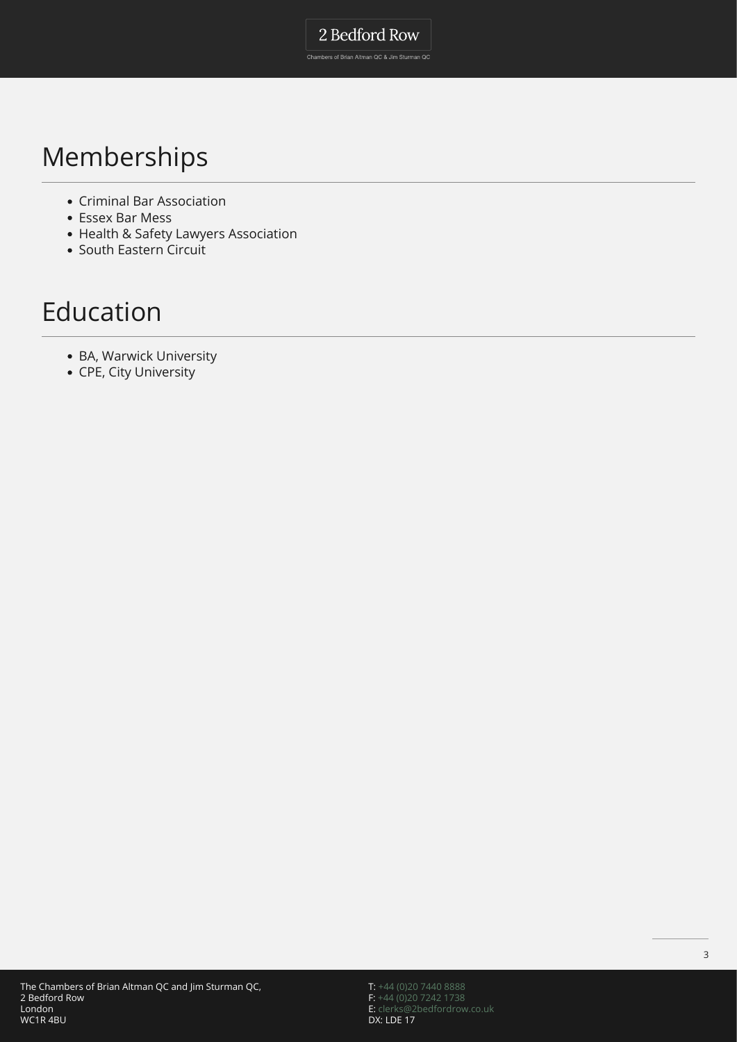## Memberships

- Criminal Bar Association
- Essex Bar Mess
- Health & Safety Lawyers Association
- South Eastern Circuit

## Education

- BA, Warwick University
- CPE, City University